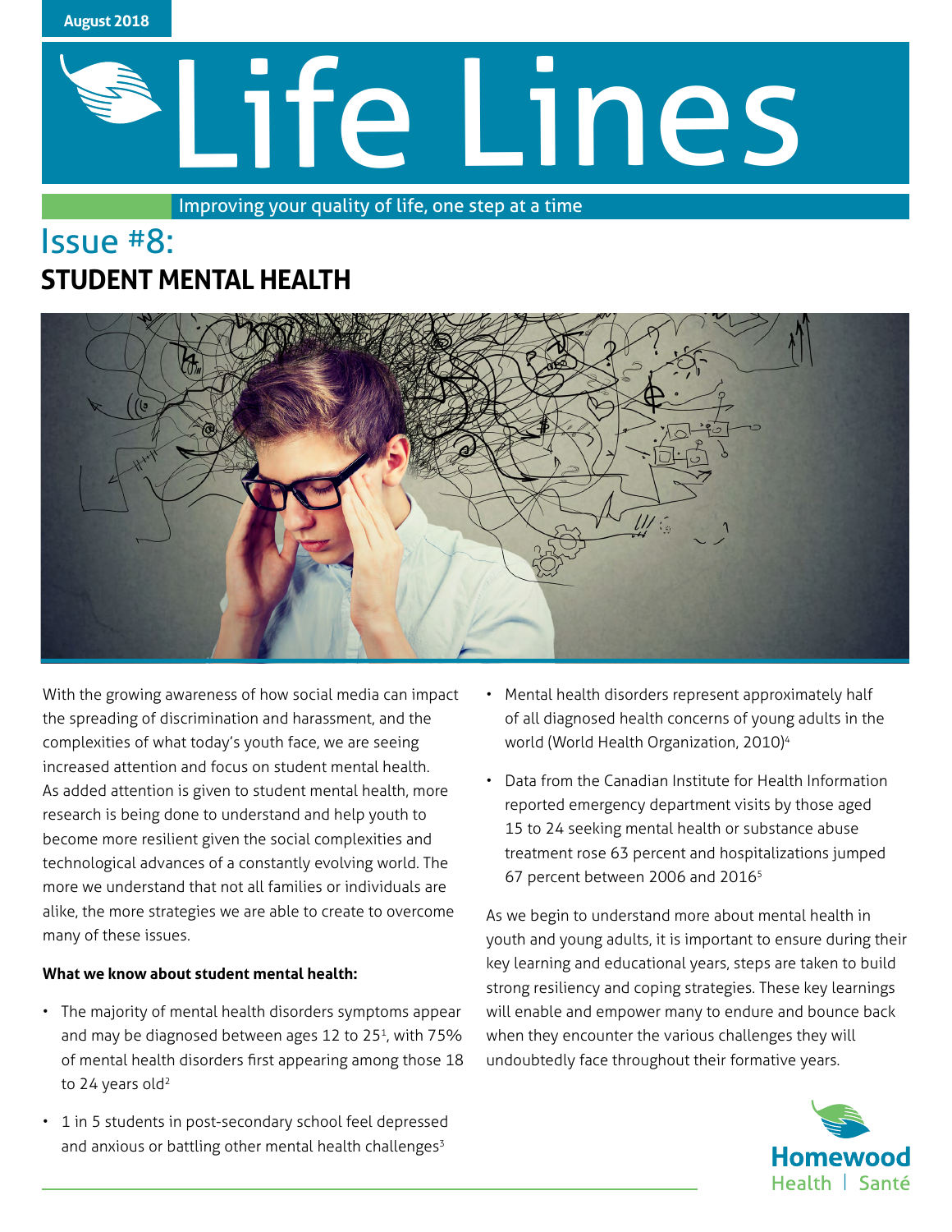August 2018

# Life Lines

Improving your quality of life, one step at a time

## Issue #8:
## STUDENT MENTAL HEALTH

With the growing awareness of how social media can impact the spreading of discrimination and harassment, and the complexities of what today's youth face, we are seeing increased attention and focus on student mental health. As added attention is given to student mental health, more research is being done to understand and help youth to become more resilient given the social complexities and technological advances of a constantly evolving world. The more we understand that not all families or individuals are alike, the more strategies we are able to create to overcome many of these issues.

**What we know about student mental health:**

- The majority of mental health disorders symptoms appear and may be diagnosed between ages 12 to 25[1], with 75% of mental health disorders first appearing among those 18 to 24 years old[2]
- 1 in 5 students in post-secondary school feel depressed and anxious or battling other mental health challenges[3]
- Mental health disorders represent approximately half of all diagnosed health concerns of young adults in the world (World Health Organization, 2010)[4]
- Data from the Canadian Institute for Health Information reported emergency department visits by those aged 15 to 24 seeking mental health or substance abuse treatment rose 63 percent and hospitalizations jumped 67 percent between 2006 and 2016[5]

As we begin to understand more about mental health in youth and young adults, it is important to ensure during their key learning and educational years, steps are taken to build strong resiliency and coping strategies. These key learnings will enable and empower many to endure and bounce back when they encounter the various challenges they will undoubtedly face throughout their formative years.

Homewood Health | Santé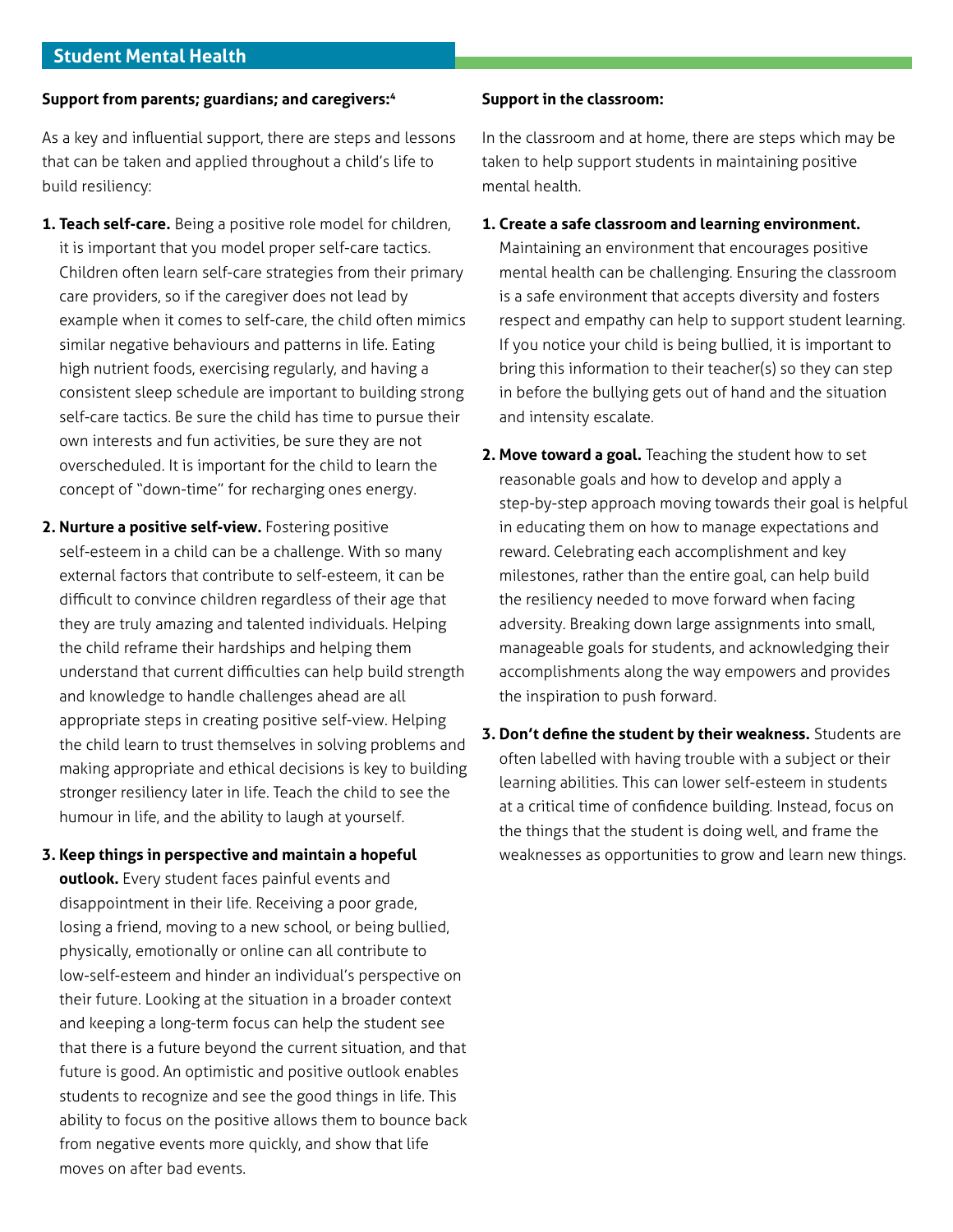## Student Mental Health

**Support from parents; guardians; and caregivers:**[4]

As a key and influential support, there are steps and lessons that can be taken and applied throughout a child's life to build resiliency:

1. **Teach self-care.** Being a positive role model for children, it is important that you model proper self-care tactics. Children often learn self-care strategies from their primary care providers, so if the caregiver does not lead by example when it comes to self-care, the child often mimics similar negative behaviours and patterns in life. Eating high nutrient foods, exercising regularly, and having a consistent sleep schedule are important to building strong self-care tactics. Be sure the child has time to pursue their own interests and fun activities, be sure they are not overscheduled. It is important for the child to learn the concept of "down-time" for recharging ones energy.
2. **Nurture a positive self-view.** Fostering positive self-esteem in a child can be a challenge. With so many external factors that contribute to self-esteem, it can be difficult to convince children regardless of their age that they are truly amazing and talented individuals. Helping the child reframe their hardships and helping them understand that current difficulties can help build strength and knowledge to handle challenges ahead are all appropriate steps in creating positive self-view. Helping the child learn to trust themselves in solving problems and making appropriate and ethical decisions is key to building stronger resiliency later in life. Teach the child to see the humour in life, and the ability to laugh at yourself.
3. **Keep things in perspective and maintain a hopeful outlook.** Every student faces painful events and disappointment in their life. Receiving a poor grade, losing a friend, moving to a new school, or being bullied, physically, emotionally or online can all contribute to low-self-esteem and hinder an individual's perspective on their future. Looking at the situation in a broader context and keeping a long-term focus can help the student see that there is a future beyond the current situation, and that future is good. An optimistic and positive outlook enables students to recognize and see the good things in life. This ability to focus on the positive allows them to bounce back from negative events more quickly, and show that life moves on after bad events.

**Support in the classroom:**

In the classroom and at home, there are steps which may be taken to help support students in maintaining positive mental health.

1. **Create a safe classroom and learning environment.** Maintaining an environment that encourages positive mental health can be challenging. Ensuring the classroom is a safe environment that accepts diversity and fosters respect and empathy can help to support student learning. If you notice your child is being bullied, it is important to bring this information to their teacher(s) so they can step in before the bullying gets out of hand and the situation and intensity escalate.
2. **Move toward a goal.** Teaching the student how to set reasonable goals and how to develop and apply a step-by-step approach moving towards their goal is helpful in educating them on how to manage expectations and reward. Celebrating each accomplishment and key milestones, rather than the entire goal, can help build the resiliency needed to move forward when facing adversity. Breaking down large assignments into small, manageable goals for students, and acknowledging their accomplishments along the way empowers and provides the inspiration to push forward.
3. **Don't define the student by their weakness.** Students are often labelled with having trouble with a subject or their learning abilities. This can lower self-esteem in students at a critical time of confidence building. Instead, focus on the things that the student is doing well, and frame the weaknesses as opportunities to grow and learn new things.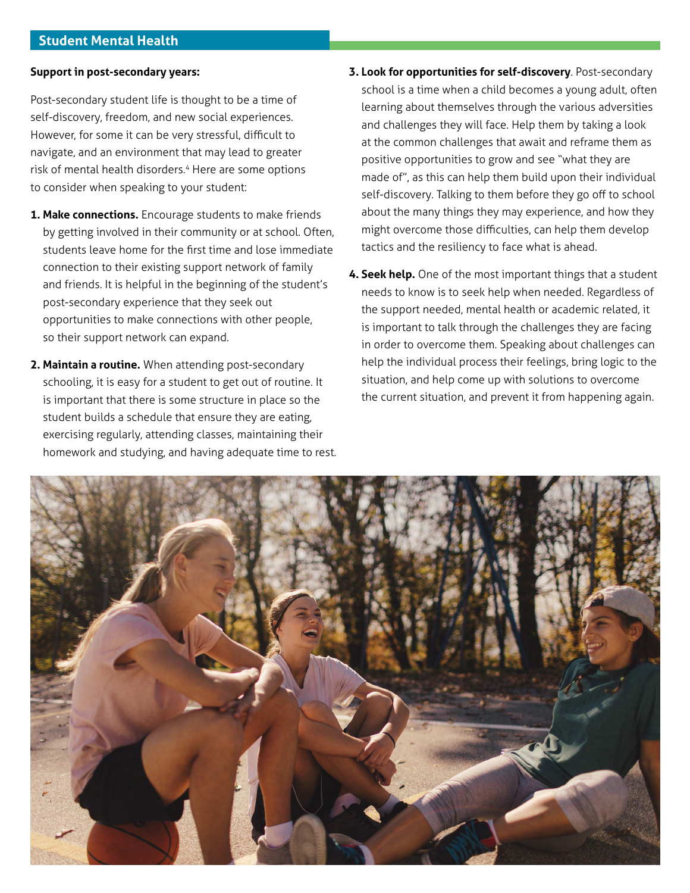## Student Mental Health

**Support in post-secondary years:**

Post-secondary student life is thought to be a time of self-discovery, freedom, and new social experiences. However, for some it can be very stressful, difficult to navigate, and an environment that may lead to greater risk of mental health disorders.[4] Here are some options to consider when speaking to your student:

1. **Make connections.** Encourage students to make friends by getting involved in their community or at school. Often, students leave home for the first time and lose immediate connection to their existing support network of family and friends. It is helpful in the beginning of the student's post-secondary experience that they seek out opportunities to make connections with other people, so their support network can expand.

2. **Maintain a routine.** When attending post-secondary schooling, it is easy for a student to get out of routine. It is important that there is some structure in place so the student builds a schedule that ensure they are eating, exercising regularly, attending classes, maintaining their homework and studying, and having adequate time to rest.

3. **Look for opportunities for self-discovery**. Post-secondary school is a time when a child becomes a young adult, often learning about themselves through the various adversities and challenges they will face. Help them by taking a look at the common challenges that await and reframe them as positive opportunities to grow and see "what they are made of", as this can help them build upon their individual self-discovery. Talking to them before they go off to school about the many things they may experience, and how they might overcome those difficulties, can help them develop tactics and the resiliency to face what is ahead.

4. **Seek help.** One of the most important things that a student needs to know is to seek help when needed. Regardless of the support needed, mental health or academic related, it is important to talk through the challenges they are facing in order to overcome them. Speaking about challenges can help the individual process their feelings, bring logic to the situation, and help come up with solutions to overcome the current situation, and prevent it from happening again.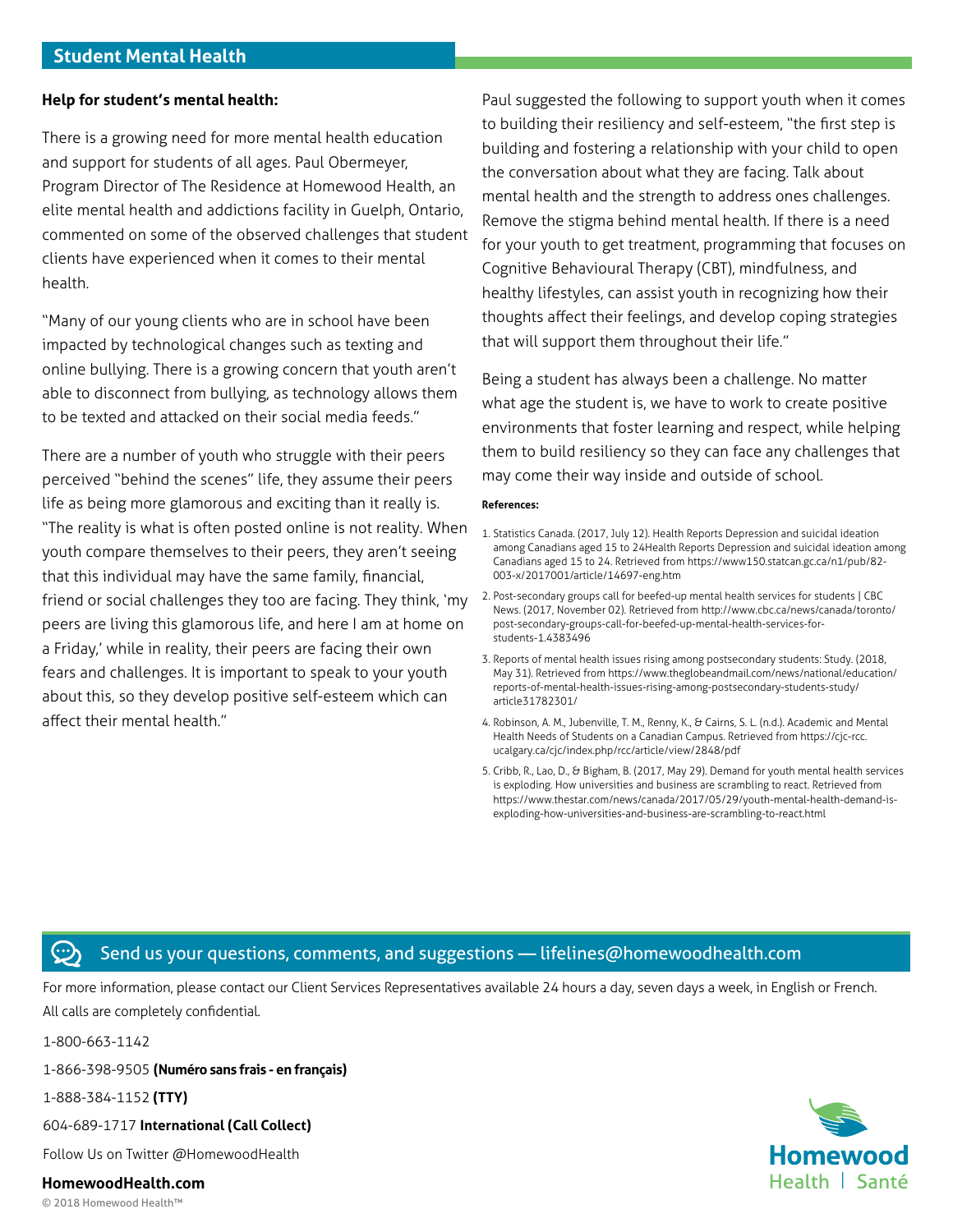## Student Mental Health

**Help for student's mental health:**

There is a growing need for more mental health education and support for students of all ages. Paul Obermeyer, Program Director of The Residence at Homewood Health, an elite mental health and addictions facility in Guelph, Ontario, commented on some of the observed challenges that student clients have experienced when it comes to their mental health.

"Many of our young clients who are in school have been impacted by technological changes such as texting and online bullying. There is a growing concern that youth aren't able to disconnect from bullying, as technology allows them to be texted and attacked on their social media feeds."

There are a number of youth who struggle with their peers perceived "behind the scenes" life, they assume their peers life as being more glamorous and exciting than it really is. "The reality is what is often posted online is not reality. When youth compare themselves to their peers, they aren't seeing that this individual may have the same family, financial, friend or social challenges they too are facing. They think, 'my peers are living this glamorous life, and here I am at home on a Friday,' while in reality, their peers are facing their own fears and challenges. It is important to speak to your youth about this, so they develop positive self-esteem which can affect their mental health."

Paul suggested the following to support youth when it comes to building their resiliency and self-esteem, "the first step is building and fostering a relationship with your child to open the conversation about what they are facing. Talk about mental health and the strength to address ones challenges. Remove the stigma behind mental health. If there is a need for your youth to get treatment, programming that focuses on Cognitive Behavioural Therapy (CBT), mindfulness, and healthy lifestyles, can assist youth in recognizing how their thoughts affect their feelings, and develop coping strategies that will support them throughout their life."

Being a student has always been a challenge. No matter what age the student is, we have to work to create positive environments that foster learning and respect, while helping them to build resiliency so they can face any challenges that may come their way inside and outside of school.

**References:**

1. Statistics Canada. (2017, July 12). Health Reports Depression and suicidal ideation among Canadians aged 15 to 24Health Reports Depression and suicidal ideation among Canadians aged 15 to 24. Retrieved from https://www150.statcan.gc.ca/n1/pub/82-003-x/2017001/article/14697-eng.htm
2. Post-secondary groups call for beefed-up mental health services for students | CBC News. (2017, November 02). Retrieved from http://www.cbc.ca/news/canada/toronto/post-secondary-groups-call-for-beefed-up-mental-health-services-for-students-1.4383496
3. Reports of mental health issues rising among postsecondary students: Study. (2018, May 31). Retrieved from https://www.theglobeandmail.com/news/national/education/reports-of-mental-health-issues-rising-among-postsecondary-students-study/article31782301/
4. Robinson, A. M., Jubenville, T. M., Renny, K., & Cairns, S. L. (n.d.). Academic and Mental Health Needs of Students on a Canadian Campus. Retrieved from https://cjc-rcc.ucalgary.ca/cjc/index.php/rcc/article/view/2848/pdf
5. Cribb, R., Lao, D., & Bigham, B. (2017, May 29). Demand for youth mental health services is exploding. How universities and business are scrambling to react. Retrieved from https://www.thestar.com/news/canada/2017/05/29/youth-mental-health-demand-is-exploding-how-universities-and-business-are-scrambling-to-react.html

### Send us your questions, comments, and suggestions — lifelines@homewoodhealth.com

For more information, please contact our Client Services Representatives available 24 hours a day, seven days a week, in English or French. All calls are completely confidential.

1-800-663-1142

1-866-398-9505 **(Numéro sans frais - en français)**

1-888-384-1152 **(TTY)**

604-689-1717 **International (Call Collect)**

Follow Us on Twitter @HomewoodHealth

**HomewoodHealth.com**

© 2018 Homewood Health™

Homewood Health | Santé